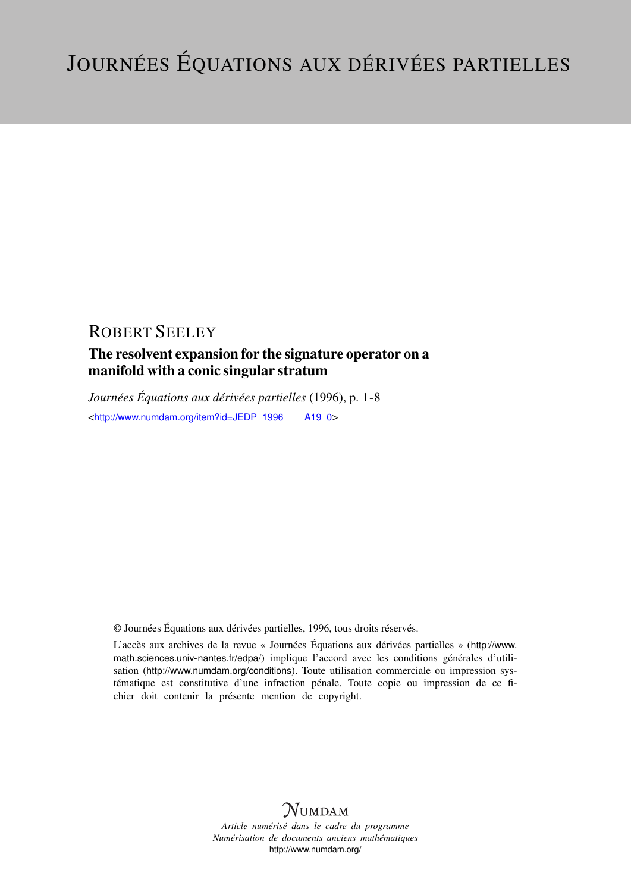# JOURNÉES ÉQUATIONS AUX DÉRIVÉES PARTIELLES

ROBERT SEELEY

## The resolvent expansion for the signature operator on a manifold with a conic singular stratum

*Journées Équations aux dérivées partielles* (1996), p. 1-8

<http://www.numdam.org/item?id=JEDP_1996____A19_0>

© Journées Équations aux dérivées partielles, 1996, tous droits réservés.

L'accès aux archives de la revue « Journées Équations aux dérivées partielles » (http://www.math.sciences.univ-nantes.fr/edpa/) implique l'accord avec les conditions générales d'utilisation (http://www.numdam.org/conditions). Toute utilisation commerciale ou impression systématique est constitutive d'une infraction pénale. Toute copie ou impression de ce fichier doit contenir la présente mention de copyright.

NUMDAM

*Article numérisé dans le cadre du programme Numérisation de documents anciens mathématiques*

http://www.numdam.org/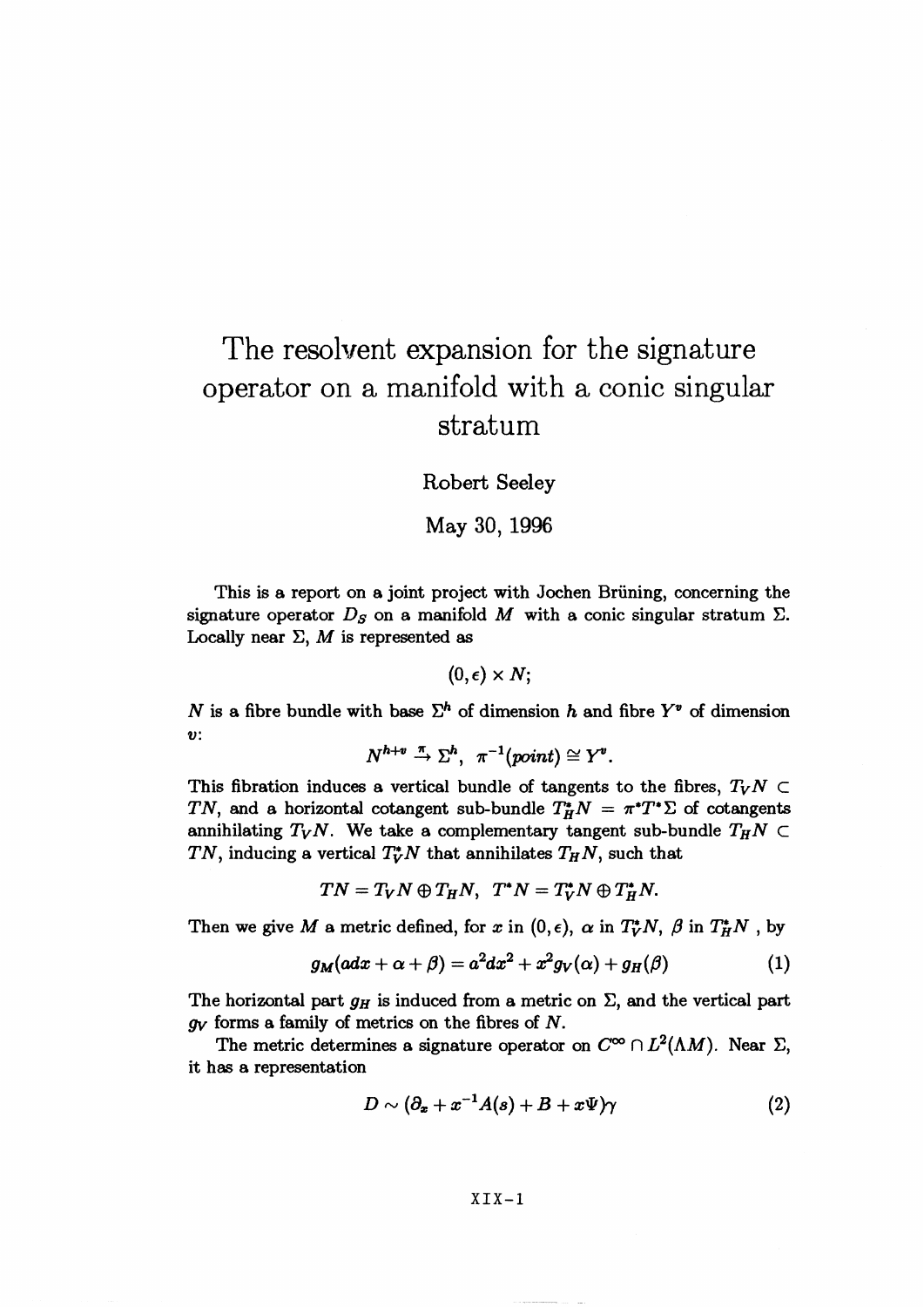# The resolvent expansion for the signature operator on a manifold with a conic singular stratum

Robert Seeley

May 30, 1996

This is a report on a joint project with Jochen Brüning, concerning the signature operator $D_S$ on a manifold $M$ with a conic singular stratum $\Sigma$. Locally near $\Sigma$, $M$ is represented as

$$(0, \epsilon) \times N;$$

$N$ is a fibre bundle with base $\Sigma^h$ of dimension $h$ and fibre $Y^v$ of dimension $v$:

$$N^{h+v} \xrightarrow{\pi} \Sigma^h, \;\; \pi^{-1}(point) \cong Y^v.$$

This fibration induces a vertical bundle of tangents to the fibres, $T_V N \subset TN$, and a horizontal cotangent sub-bundle $T_H^* N = \pi^* T^* \Sigma$ of cotangents annihilating $T_V N$. We take a complementary tangent sub-bundle $T_H N \subset TN$, inducing a vertical $T_V^* N$ that annihilates $T_H N$, such that

$$TN = T_V N \oplus T_H N, \;\; T^* N = T_V^* N \oplus T_H^* N.$$

Then we give $M$ a metric defined, for $x$ in $(0, \epsilon)$, $\alpha$ in $T_V^* N$, $\beta$ in $T_H^* N$, by

$$g_M(adx + \alpha + \beta) = a^2 dx^2 + x^2 g_V(\alpha) + g_H(\beta) \tag{1}$$

The horizontal part $g_H$ is induced from a metric on $\Sigma$, and the vertical part $g_V$ forms a family of metrics on the fibres of $N$.

The metric determines a signature operator on $C^\infty \cap L^2(\Lambda M)$. Near $\Sigma$, it has a representation

$$D \sim (\partial_x + x^{-1} A(s) + B + x\Psi)\gamma \tag{2}$$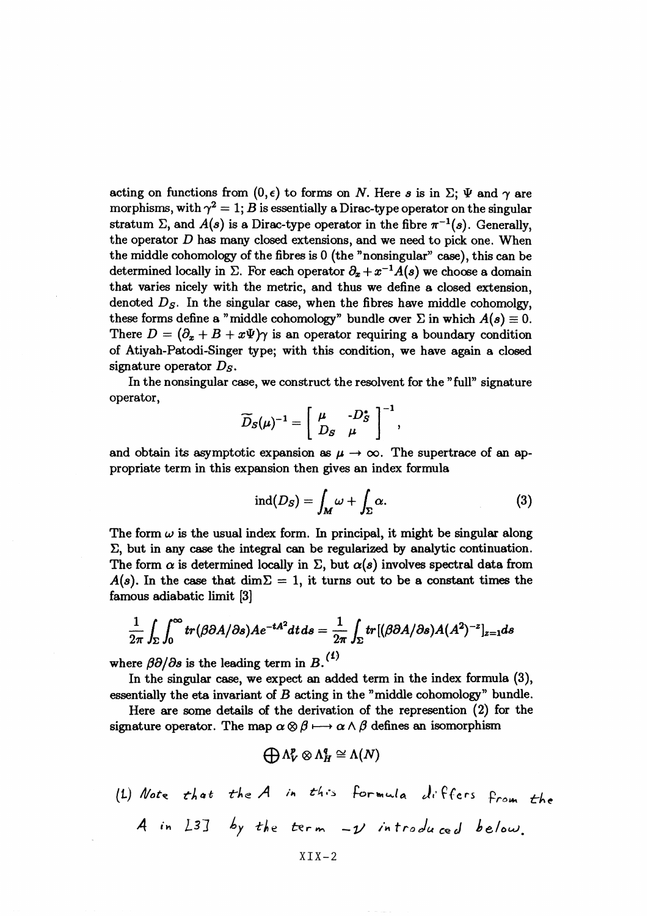acting on functions from $(0, \epsilon)$ to forms on $N$. Here $s$ is in $\Sigma$; $\Psi$ and $\gamma$ are morphisms, with $\gamma^2 = 1$; $B$ is essentially a Dirac-type operator on the singular stratum $\Sigma$, and $A(s)$ is a Dirac-type operator in the fibre $\pi^{-1}(s)$. Generally, the operator $D$ has many closed extensions, and we need to pick one. When the middle cohomology of the fibres is 0 (the "nonsingular" case), this can be determined locally in $\Sigma$. For each operator $\partial_x + x^{-1}A(s)$ we choose a domain that varies nicely with the metric, and thus we define a closed extension, denoted $D_S$. In the singular case, when the fibres have middle cohomolgy, these forms define a "middle cohomology" bundle over $\Sigma$ in which $A(s) \equiv 0$. There $D = (\partial_x + B + x\Psi)\gamma$ is an operator requiring a boundary condition of Atiyah-Patodi-Singer type; with this condition, we have again a closed signature operator $D_S$.

In the nonsingular case, we construct the resolvent for the "full" signature operator,

$$\widetilde{D}_S(\mu)^{-1} = \begin{bmatrix} \mu & -D_S^* \\ D_S & \mu \end{bmatrix}^{-1},$$

and obtain its asymptotic expansion as $\mu \to \infty$. The supertrace of an appropriate term in this expansion then gives an index formula

$$\operatorname{ind}(D_S) = \int_M \omega + \int_\Sigma \alpha. \tag{3}$$

The form $\omega$ is the usual index form. In principal, it might be singular along $\Sigma$, but in any case the integral can be regularized by analytic continuation. The form $\alpha$ is determined locally in $\Sigma$, but $\alpha(s)$ involves spectral data from $A(s)$. In the case that $\dim\Sigma = 1$, it turns out to be a constant times the famous adiabatic limit [3]

$$\frac{1}{2\pi}\int_\Sigma \int_0^\infty tr(\beta\partial A/\partial s)Ae^{-tA^2}dt\,ds = \frac{1}{2\pi}\int_\Sigma tr[(\beta\partial A/\partial s)A(A^2)^{-z}]_{z=1}ds$$

where $\beta\partial/\partial s$ is the leading term in $B$.[(1)]

In the singular case, we expect an added term in the index formula (3), essentially the eta invariant of $B$ acting in the "middle cohomology" bundle.

Here are some details of the derivation of the represention (2) for the signature operator. The map $\alpha \otimes \beta \longmapsto \alpha \wedge \beta$ defines an isomorphism

$$\bigoplus \Lambda_V^p \otimes \Lambda_H^q \cong \Lambda(N)$$

(1) Note that the $A$ in this formula differs from the $A$ in [3] by the term $-\nu$ introduced below.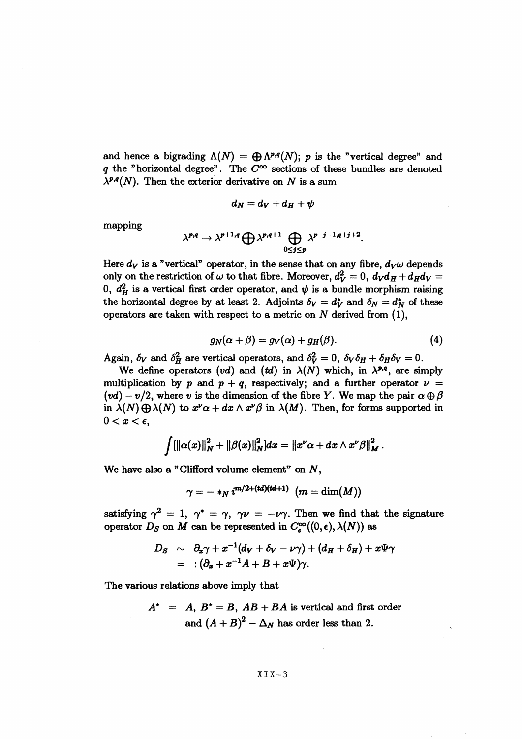and hence a bigrading $\Lambda(N) = \bigoplus \Lambda^{p,q}(N)$; $p$ is the "vertical degree" and $q$ the "horizontal degree". The $C^\infty$ sections of these bundles are denoted $\lambda^{p,q}(N)$. Then the exterior derivative on $N$ is a sum

$$d_N = d_V + d_H + \psi$$

mapping

$$\lambda^{p,q} \to \lambda^{p+1,q} \bigoplus \lambda^{p,q+1} \bigoplus_{0 \le j \le p} \lambda^{p-j-1,q+j+2}.$$

Here $d_V$ is a "vertical" operator, in the sense that on any fibre, $d_V\omega$ depends only on the restriction of $\omega$ to that fibre. Moreover, $d_V^2 = 0$, $d_V d_H + d_H d_V = 0$, $d_H^2$ is a vertical first order operator, and $\psi$ is a bundle morphism raising the horizontal degree by at least 2. Adjoints $\delta_V = d_V^*$ and $\delta_N = d_N^*$ of these operators are taken with respect to a metric on $N$ derived from (1),

$$g_N(\alpha + \beta) = g_V(\alpha) + g_H(\beta). \tag{4}$$

Again, $\delta_V$ and $\delta_H^2$ are vertical operators, and $\delta_V^2 = 0$, $\delta_V \delta_H + \delta_H \delta_V = 0$.

We define operators $(vd)$ and $(td)$ in $\lambda(N)$ which, in $\lambda^{p,q}$, are simply multiplication by $p$ and $p+q$, respectively; and a further operator $\nu = (vd) - v/2$, where $v$ is the dimension of the fibre $Y$. We map the pair $\alpha \oplus \beta$ in $\lambda(N) \bigoplus \lambda(N)$ to $x^\nu \alpha + dx \wedge x^\nu \beta$ in $\lambda(M)$. Then, for forms supported in $0 < x < \epsilon$,

$$\int [\|\alpha(x)\|_N^2 + \|\beta(x)\|_N^2] dx = \|x^\nu \alpha + dx \wedge x^\nu \beta\|_M^2 .$$

We have also a "Clifford volume element" on $N$,

$$\gamma = - *_N \, i^{m/2 + (td)(td+1)} \ \ (m = \dim(M))$$

satisfying $\gamma^2 = 1$, $\gamma^* = \gamma$, $\gamma\nu = -\nu\gamma$. Then we find that the signature operator $D_S$ on $M$ can be represented in $C_c^\infty((0,\epsilon), \lambda(N))$ as

$$\begin{aligned} D_S &\sim \partial_x \gamma + x^{-1}(d_V + \delta_V - \nu\gamma) + (d_H + \delta_H) + x\Psi\gamma \\ &= :(\partial_x + x^{-1}A + B + x\Psi)\gamma. \end{aligned}$$

The various relations above imply that

$$\begin{aligned} A^* &= A, \ B^* = B, \ AB + BA \text{ is vertical and first order} \\ &\quad \text{and } (A+B)^2 - \Delta_N \text{ has order less than 2.} \end{aligned}$$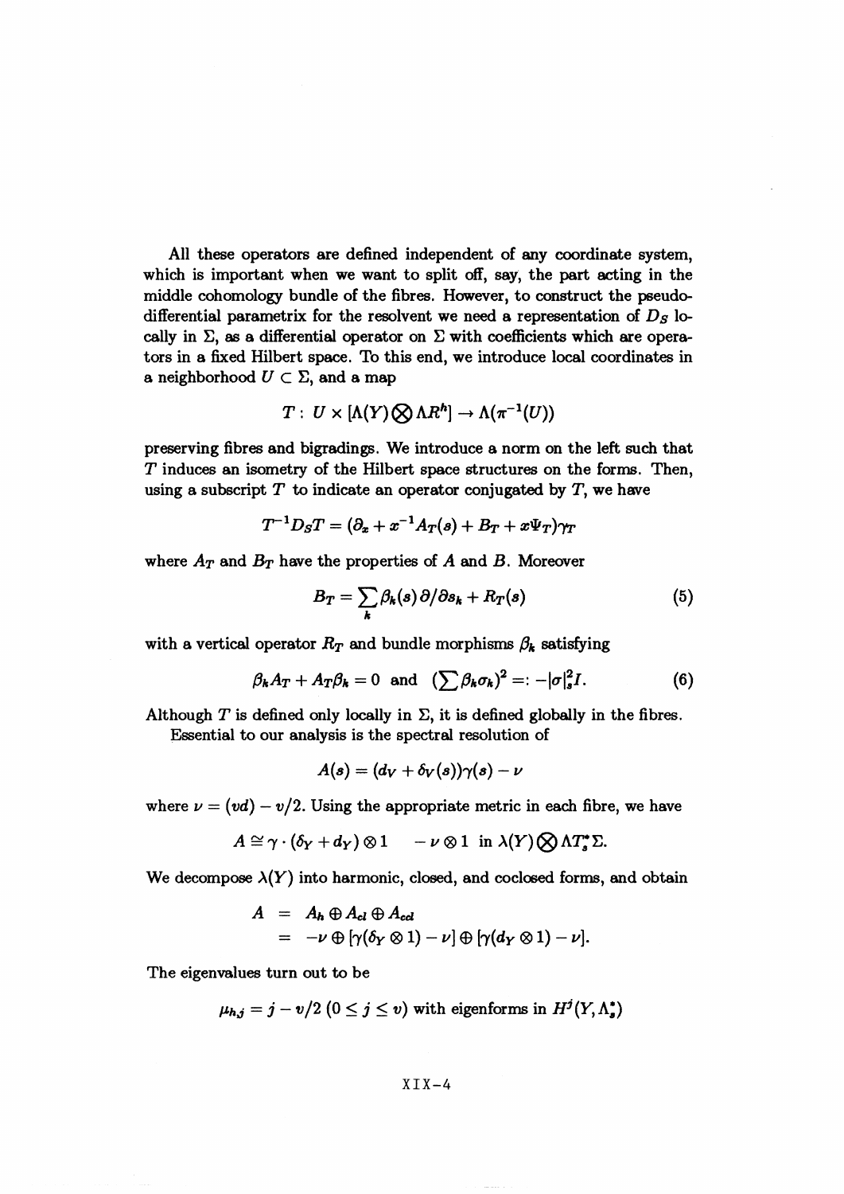All these operators are defined independent of any coordinate system, which is important when we want to split off, say, the part acting in the middle cohomology bundle of the fibres. However, to construct the pseudo-differential parametrix for the resolvent we need a representation of $D_S$ locally in $\Sigma$, as a differential operator on $\Sigma$ with coefficients which are operators in a fixed Hilbert space. To this end, we introduce local coordinates in a neighborhood $U \subset \Sigma$, and a map

$$T: \; U \times [\Lambda(Y) \bigotimes \Lambda R^h] \to \Lambda(\pi^{-1}(U))$$

preserving fibres and bigradings. We introduce a norm on the left such that $T$ induces an isometry of the Hilbert space structures on the forms. Then, using a subscript $T$ to indicate an operator conjugated by $T$, we have

$$T^{-1} D_S T = (\partial_x + x^{-1} A_T(s) + B_T + x\Psi_T)\gamma_T$$

where $A_T$ and $B_T$ have the properties of $A$ and $B$. Moreover

$$B_T = \sum_k \beta_k(s)\,\partial/\partial s_k + R_T(s) \tag{5}$$

with a vertical operator $R_T$ and bundle morphisms $\beta_k$ satisfying

$$\beta_k A_T + A_T \beta_k = 0 \;\text{ and }\; \left(\sum \beta_k \sigma_k\right)^2 =: -|\sigma|_s^2 I. \tag{6}$$

Although $T$ is defined only locally in $\Sigma$, it is defined globally in the fibres.

Essential to our analysis is the spectral resolution of

$$A(s) = (d_V + \delta_V(s))\gamma(s) - \nu$$

where $\nu = (vd) - v/2$. Using the appropriate metric in each fibre, we have

$$A \cong \gamma \cdot (\delta_Y + d_Y) \otimes 1 \quad - \nu \otimes 1 \;\text{ in } \lambda(Y) \bigotimes \Lambda T_s^* \Sigma.$$

We decompose $\lambda(Y)$ into harmonic, closed, and coclosed forms, and obtain

$$\begin{aligned} A &= A_h \oplus A_{cl} \oplus A_{ccl} \\ &= -\nu \oplus [\gamma(\delta_Y \otimes 1) - \nu] \oplus [\gamma(d_Y \otimes 1) - \nu]. \end{aligned}$$

The eigenvalues turn out to be

$$\mu_{h,j} = j - v/2 \; (0 \le j \le v) \text{ with eigenforms in } H^j(Y, \Lambda_s^*)$$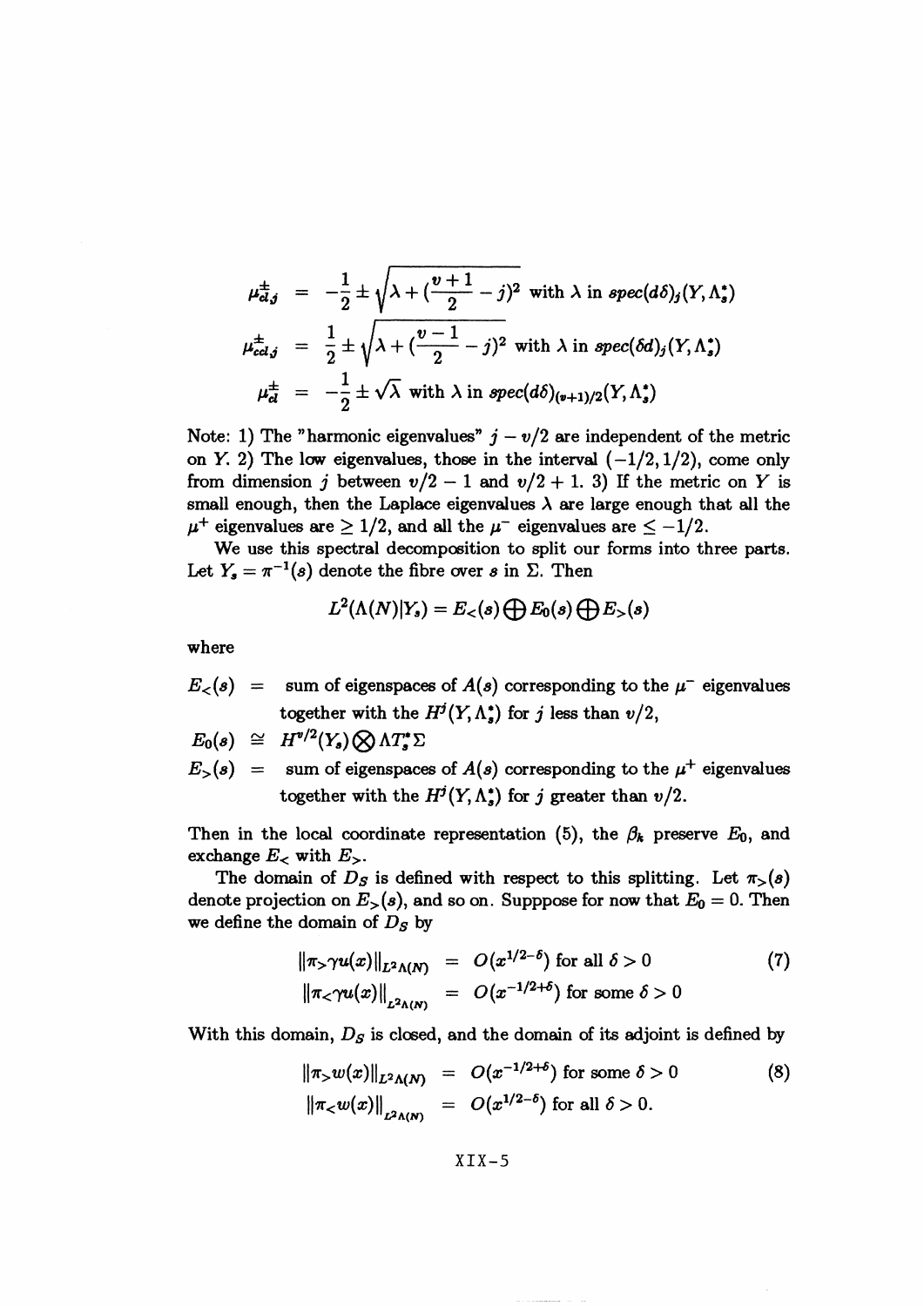$$
\begin{aligned}
\mu^{\pm}_{d,j} &= -\frac{1}{2} \pm \sqrt{\lambda + (\frac{v+1}{2} - j)^2} \text{ with } \lambda \text{ in } spec(d\delta)_j(Y, \Lambda^*_s) \\
\mu^{\pm}_{cd,j} &= \frac{1}{2} \pm \sqrt{\lambda + (\frac{v-1}{2} - j)^2} \text{ with } \lambda \text{ in } spec(\delta d)_j(Y, \Lambda^*_s) \\
\mu^{\pm}_{d} &= -\frac{1}{2} \pm \sqrt{\lambda} \text{ with } \lambda \text{ in } spec(d\delta)_{(v+1)/2}(Y, \Lambda^*_s)
\end{aligned}
$$

Note: 1) The "harmonic eigenvalues" $j - v/2$ are independent of the metric on $Y$. 2) The low eigenvalues, those in the interval $(-1/2, 1/2)$, come only from dimension $j$ between $v/2 - 1$ and $v/2 + 1$. 3) If the metric on $Y$ is small enough, then the Laplace eigenvalues $\lambda$ are large enough that all the $\mu^+$ eigenvalues are $\geq 1/2$, and all the $\mu^-$ eigenvalues are $\leq -1/2$.

We use this spectral decomposition to split our forms into three parts. Let $Y_s = \pi^{-1}(s)$ denote the fibre over $s$ in $\Sigma$. Then

$$
L^2(\Lambda(N)|Y_s) = E_<(s) \bigoplus E_0(s) \bigoplus E_>(s)
$$

where

$$
\begin{aligned}
E_<(s) &= \text{ sum of eigenspaces of } A(s) \text{ corresponding to the } \mu^- \text{ eigenvalues} \\
&\quad\ \text{together with the } H^j(Y, \Lambda^*_s) \text{ for } j \text{ less than } v/2, \\
E_0(s) &\cong H^{v/2}(Y_s) \bigotimes \Lambda T^*_s \Sigma \\
E_>(s) &= \text{ sum of eigenspaces of } A(s) \text{ corresponding to the } \mu^+ \text{ eigenvalues} \\
&\quad\ \text{together with the } H^j(Y, \Lambda^*_s) \text{ for } j \text{ greater than } v/2.
\end{aligned}
$$

Then in the local coordinate representation (5), the $\beta_k$ preserve $E_0$, and exchange $E_<$ with $E_>$.

The domain of $D_S$ is defined with respect to this splitting. Let $\pi_>(s)$ denote projection on $E_>(s)$, and so on. Supppose for now that $E_0 = 0$. Then we define the domain of $D_S$ by

$$
\begin{aligned}
\|\pi_> \gamma u(x)\|_{L^2\Lambda(N)} &= O(x^{1/2-\delta}) \text{ for all } \delta > 0 \\
\|\pi_< \gamma u(x)\|_{L^2\Lambda(N)} &= O(x^{-1/2+\delta}) \text{ for some } \delta > 0
\end{aligned}
\tag{7}
$$

With this domain, $D_S$ is closed, and the domain of its adjoint is defined by

$$
\begin{aligned}
\|\pi_> w(x)\|_{L^2\Lambda(N)} &= O(x^{-1/2+\delta}) \text{ for some } \delta > 0 \\
\|\pi_< w(x)\|_{L^2\Lambda(N)} &= O(x^{1/2-\delta}) \text{ for all } \delta > 0.
\end{aligned}
\tag{8}
$$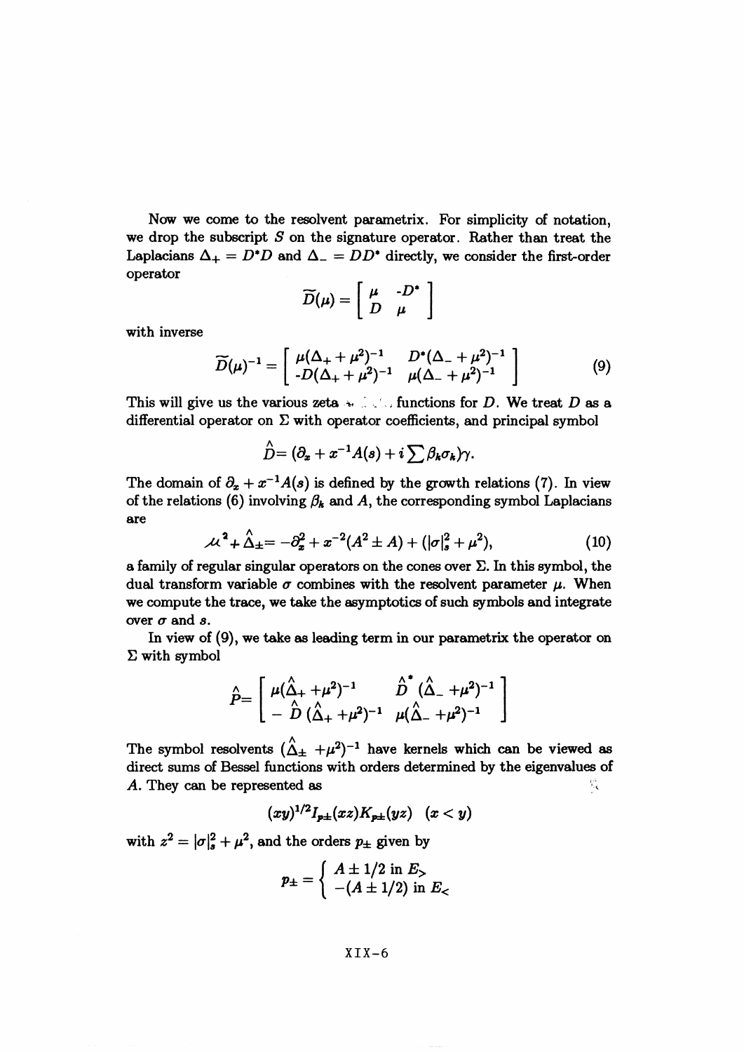Now we come to the resolvent parametrix. For simplicity of notation, we drop the subscript $S$ on the signature operator. Rather than treat the Laplacians $\Delta_+ = D^*D$ and $\Delta_- = DD^*$ directly, we consider the first-order operator

$$\widetilde{D}(\mu) = \begin{bmatrix} \mu & -D^* \\ D & \mu \end{bmatrix}$$

with inverse

$$\widetilde{D}(\mu)^{-1} = \begin{bmatrix} \mu(\Delta_+ + \mu^2)^{-1} & D^*(\Delta_- + \mu^2)^{-1} \\ -D(\Delta_+ + \mu^2)^{-1} & \mu(\Delta_- + \mu^2)^{-1} \end{bmatrix} \tag{9}$$

This will give us the various zeta functions for $D$. We treat $D$ as a differential operator on $\Sigma$ with operator coefficients, and principal symbol

$$\hat{D} = (\partial_x + x^{-1}A(s) + i\sum \beta_k\sigma_k)\gamma.$$

The domain of $\partial_x + x^{-1}A(s)$ is defined by the growth relations (7). In view of the relations (6) involving $\beta_k$ and $A$, the corresponding symbol Laplacians are

$$\mu^2 + \hat{\Delta}_\pm = -\partial_x^2 + x^{-2}(A^2 \pm A) + (|\sigma|_s^2 + \mu^2), \tag{10}$$

a family of regular singular operators on the cones over $\Sigma$. In this symbol, the dual transform variable $\sigma$ combines with the resolvent parameter $\mu$. When we compute the trace, we take the asymptotics of such symbols and integrate over $\sigma$ and $s$.

In view of (9), we take as leading term in our parametrix the operator on $\Sigma$ with symbol

$$\hat{P} = \begin{bmatrix} \mu(\hat{\Delta}_+ + \mu^2)^{-1} & \hat{D}^*(\hat{\Delta}_- + \mu^2)^{-1} \\ -\hat{D}(\hat{\Delta}_+ + \mu^2)^{-1} & \mu(\hat{\Delta}_- + \mu^2)^{-1} \end{bmatrix}$$

The symbol resolvents $(\hat{\Delta}_\pm + \mu^2)^{-1}$ have kernels which can be viewed as direct sums of Bessel functions with orders determined by the eigenvalues of $A$. They can be represented as

$$(xy)^{1/2} I_{p\pm}(xz) K_{p\pm}(yz) \quad (x < y)$$

with $z^2 = |\sigma|_s^2 + \mu^2$, and the orders $p_\pm$ given by

$$p_\pm = \begin{cases} A \pm 1/2 \text{ in } E_> \\ -(A \pm 1/2) \text{ in } E_< \end{cases}$$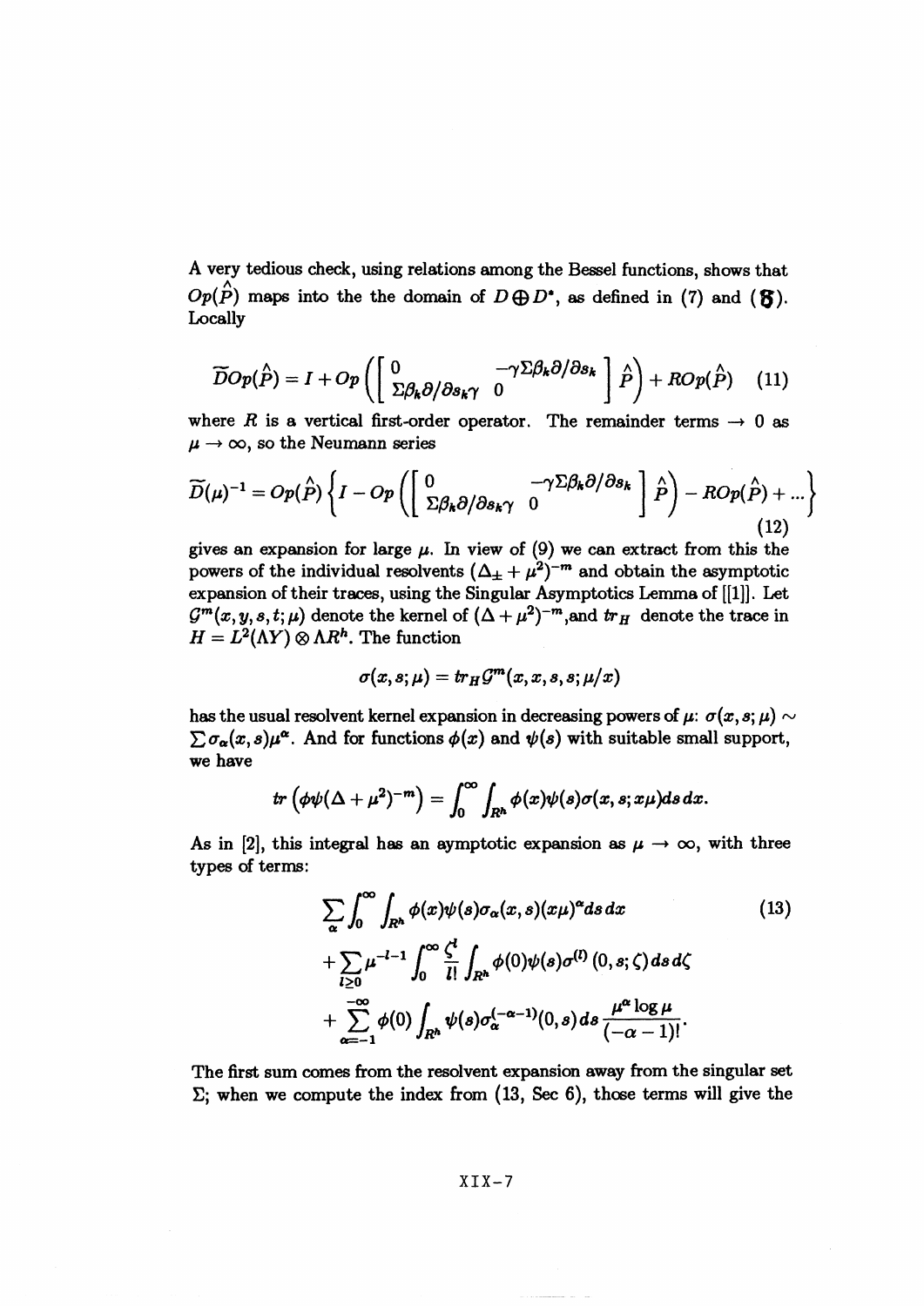A very tedious check, using relations among the Bessel functions, shows that $Op(\hat{P})$ maps into the the domain of $D \oplus D^*$, as defined in (7) and (8). Locally

$$\widetilde{D}Op(\hat{P}) = I + Op\left(\begin{bmatrix} 0 & -\gamma\Sigma\beta_k\partial/\partial s_k \\ \Sigma\beta_k\partial/\partial s_k\gamma & 0 \end{bmatrix}\hat{P}\right) + ROp(\hat{P}) \quad (11)$$

where $R$ is a vertical first-order operator. The remainder terms $\to 0$ as $\mu \to \infty$, so the Neumann series

$$\widetilde{D}(\mu)^{-1} = Op(\hat{P})\left\{I - Op\left(\begin{bmatrix} 0 & -\gamma\Sigma\beta_k\partial/\partial s_k \\ \Sigma\beta_k\partial/\partial s_k\gamma & 0 \end{bmatrix}\hat{P}\right) - ROp(\hat{P}) + \ldots\right\} \quad (12)$$

gives an expansion for large $\mu$. In view of (9) we can extract from this the powers of the individual resolvents $(\Delta_\pm + \mu^2)^{-m}$ and obtain the asymptotic expansion of their traces, using the Singular Asymptotics Lemma of [[1]]. Let $\mathcal{G}^m(x, y, s, t; \mu)$ denote the kernel of $(\Delta + \mu^2)^{-m}$,and $tr_H$ denote the trace in $H = L^2(\Lambda Y) \otimes \Lambda R^h$. The function

$$\sigma(x, s; \mu) = tr_H \mathcal{G}^m(x, x, s, s; \mu/x)$$

has the usual resolvent kernel expansion in decreasing powers of $\mu$: $\sigma(x, s; \mu) \sim \sum \sigma_\alpha(x, s)\mu^\alpha$. And for functions $\phi(x)$ and $\psi(s)$ with suitable small support, we have

$$tr\left(\phi\psi(\Delta + \mu^2)^{-m}\right) = \int_0^\infty \int_{R^h} \phi(x)\psi(s)\sigma(x, s; x\mu)ds\, dx.$$

As in [2], this integral has an aymptotic expansion as $\mu \to \infty$, with three types of terms:

$$\begin{aligned} &\sum_\alpha \int_0^\infty \int_{R^h} \phi(x)\psi(s)\sigma_\alpha(x, s)(x\mu)^\alpha ds\, dx \\ &+ \sum_{l \geq 0} \mu^{-l-1} \int_0^\infty \frac{\zeta^l}{l!} \int_{R^h} \phi(0)\psi(s)\sigma^{(l)}(0, s; \zeta)\, ds\, d\zeta \\ &+ \sum_{\alpha=-1}^{-\infty} \phi(0) \int_{R^h} \psi(s)\sigma_\alpha^{(-\alpha-1)}(0, s)\, ds \frac{\mu^\alpha \log \mu}{(-\alpha - 1)!}. \end{aligned} \quad (13)$$

The first sum comes from the resolvent expansion away from the singular set $\Sigma$; when we compute the index from (13, Sec 6), those terms will give the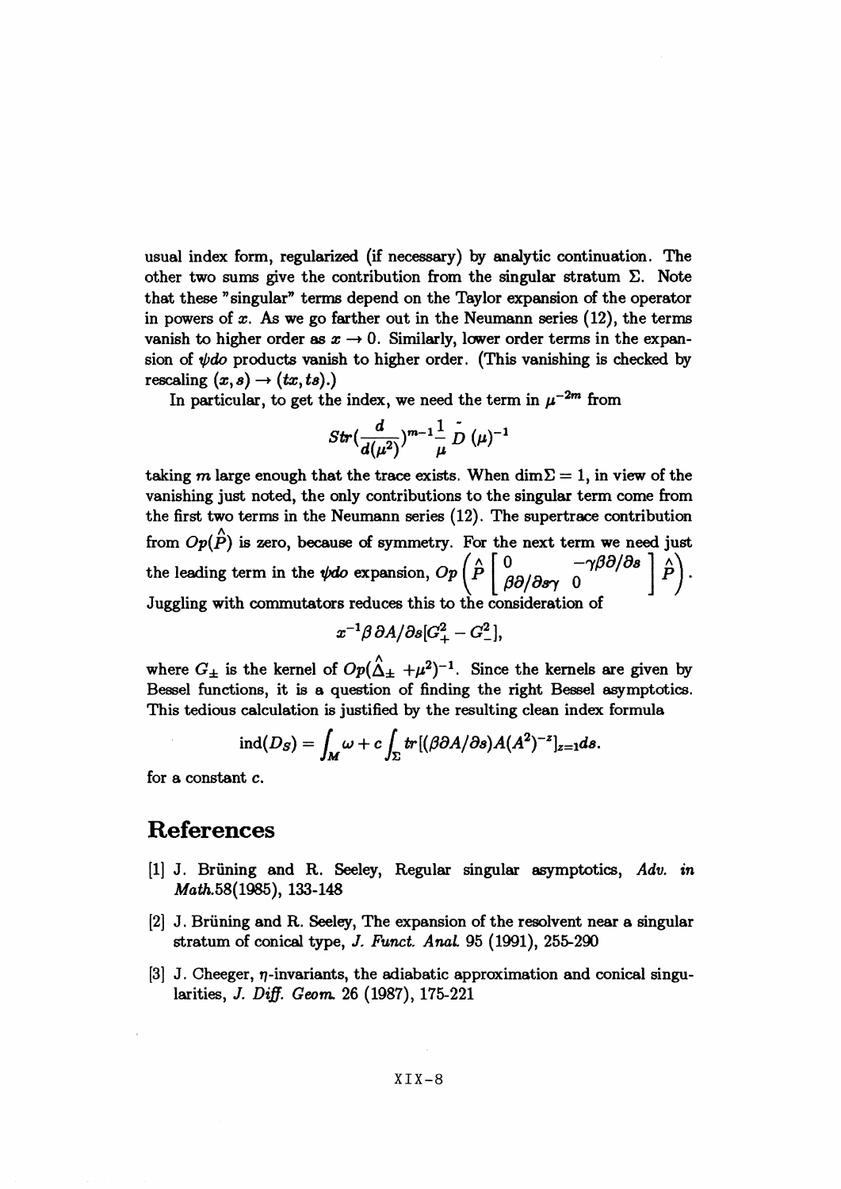usual index form, regularized (if necessary) by analytic continuation. The other two sums give the contribution from the singular stratum $\Sigma$. Note that these "singular" terms depend on the Taylor expansion of the operator in powers of $x$. As we go farther out in the Neumann series (12), the terms vanish to higher order as $x \to 0$. Similarly, lower order terms in the expansion of $\psi do$ products vanish to higher order. (This vanishing is checked by rescaling $(x, s) \to (tx, ts)$.)

In particular, to get the index, we need the term in $\mu^{-2m}$ from

$$Str(\frac{d}{d(\mu^2)})^{m-1}\frac{1}{\mu}\tilde{D}(\mu)^{-1}$$

taking $m$ large enough that the trace exists. When $\dim\Sigma = 1$, in view of the vanishing just noted, the only contributions to the singular term come from the first two terms in the Neumann series (12). The supertrace contribution from $Op(\hat{P})$ is zero, because of symmetry. For the next term we need just the leading term in the $\psi do$ expansion, $Op\left(\hat{P}\begin{bmatrix} 0 & -\gamma\beta\partial/\partial s \\ \beta\partial/\partial s\gamma & 0 \end{bmatrix}\hat{P}\right)$. Juggling with commutators reduces this to the consideration of

$$x^{-1}\beta\,\partial A/\partial s[G_+^2 - G_-^2],$$

where $G_\pm$ is the kernel of $Op(\hat{\Delta}_\pm + \mu^2)^{-1}$. Since the kernels are given by Bessel functions, it is a question of finding the right Bessel asymptotics. This tedious calculation is justified by the resulting clean index formula

$$\operatorname{ind}(D_S) = \int_M \omega + c\int_\Sigma tr[(\beta\partial A/\partial s)A(A^2)^{-z}]_{z=1}ds.$$

for a constant $c$.

## References

[1] J. Brüning and R. Seeley, Regular singular asymptotics, *Adv. in Math.*58(1985), 133-148

[2] J. Brüning and R. Seeley, The expansion of the resolvent near a singular stratum of conical type, *J. Funct. Anal.* 95 (1991), 255-290

[3] J. Cheeger, $\eta$-invariants, the adiabatic approximation and conical singularities, *J. Diff. Geom.* 26 (1987), 175-221